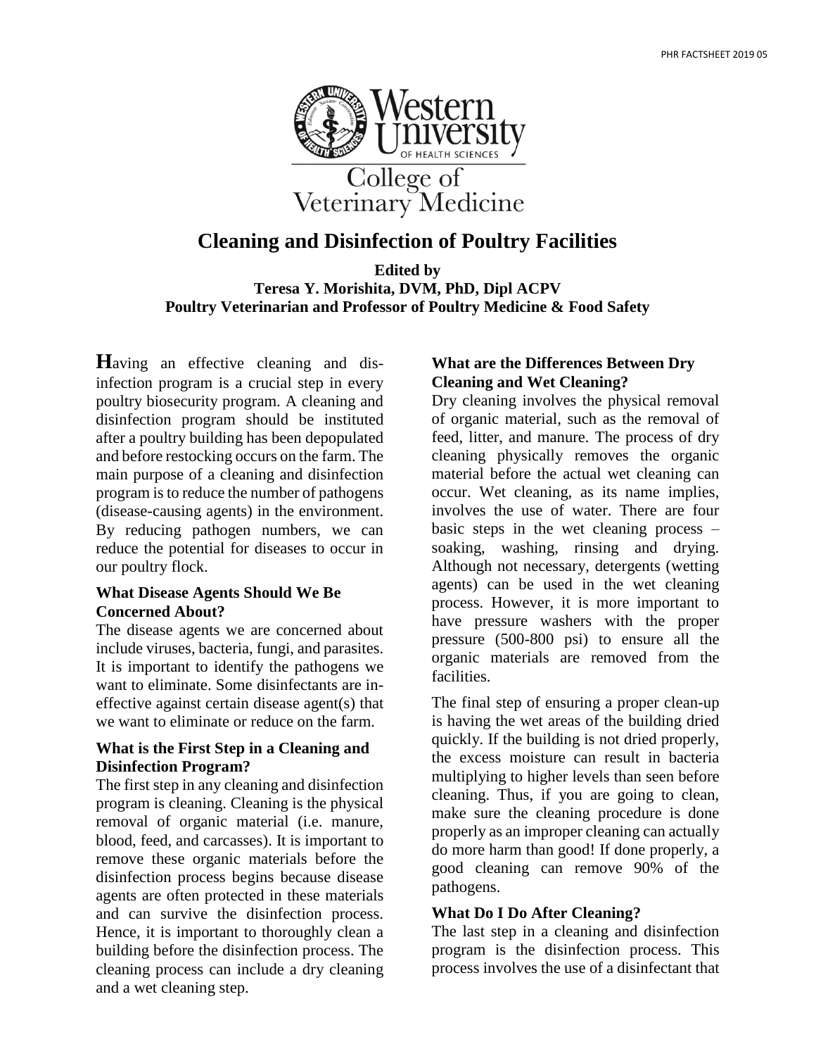# Cleaning and Disinfection of Poultry Facilities

**Edited by**
**Teresa Y. Morishita, DVM, PhD, Dipl ACPV**
**Poultry Veterinarian and Professor of Poultry Medicine & Food Safety**

**H**aving an effective cleaning and disinfection program is a crucial step in every poultry biosecurity program. A cleaning and disinfection program should be instituted after a poultry building has been depopulated and before restocking occurs on the farm. The main purpose of a cleaning and disinfection program is to reduce the number of pathogens (disease-causing agents) in the environment. By reducing pathogen numbers, we can reduce the potential for diseases to occur in our poultry flock.

### What Disease Agents Should We Be Concerned About?

The disease agents we are concerned about include viruses, bacteria, fungi, and parasites. It is important to identify the pathogens we want to eliminate. Some disinfectants are ineffective against certain disease agent(s) that we want to eliminate or reduce on the farm.

### What is the First Step in a Cleaning and Disinfection Program?

The first step in any cleaning and disinfection program is cleaning. Cleaning is the physical removal of organic material (i.e. manure, blood, feed, and carcasses). It is important to remove these organic materials before the disinfection process begins because disease agents are often protected in these materials and can survive the disinfection process. Hence, it is important to thoroughly clean a building before the disinfection process. The cleaning process can include a dry cleaning and a wet cleaning step.

### What are the Differences Between Dry Cleaning and Wet Cleaning?

Dry cleaning involves the physical removal of organic material, such as the removal of feed, litter, and manure. The process of dry cleaning physically removes the organic material before the actual wet cleaning can occur. Wet cleaning, as its name implies, involves the use of water. There are four basic steps in the wet cleaning process – soaking, washing, rinsing and drying. Although not necessary, detergents (wetting agents) can be used in the wet cleaning process. However, it is more important to have pressure washers with the proper pressure (500-800 psi) to ensure all the organic materials are removed from the facilities.

The final step of ensuring a proper clean-up is having the wet areas of the building dried quickly. If the building is not dried properly, the excess moisture can result in bacteria multiplying to higher levels than seen before cleaning. Thus, if you are going to clean, make sure the cleaning procedure is done properly as an improper cleaning can actually do more harm than good! If done properly, a good cleaning can remove 90% of the pathogens.

### What Do I Do After Cleaning?

The last step in a cleaning and disinfection program is the disinfection process. This process involves the use of a disinfectant that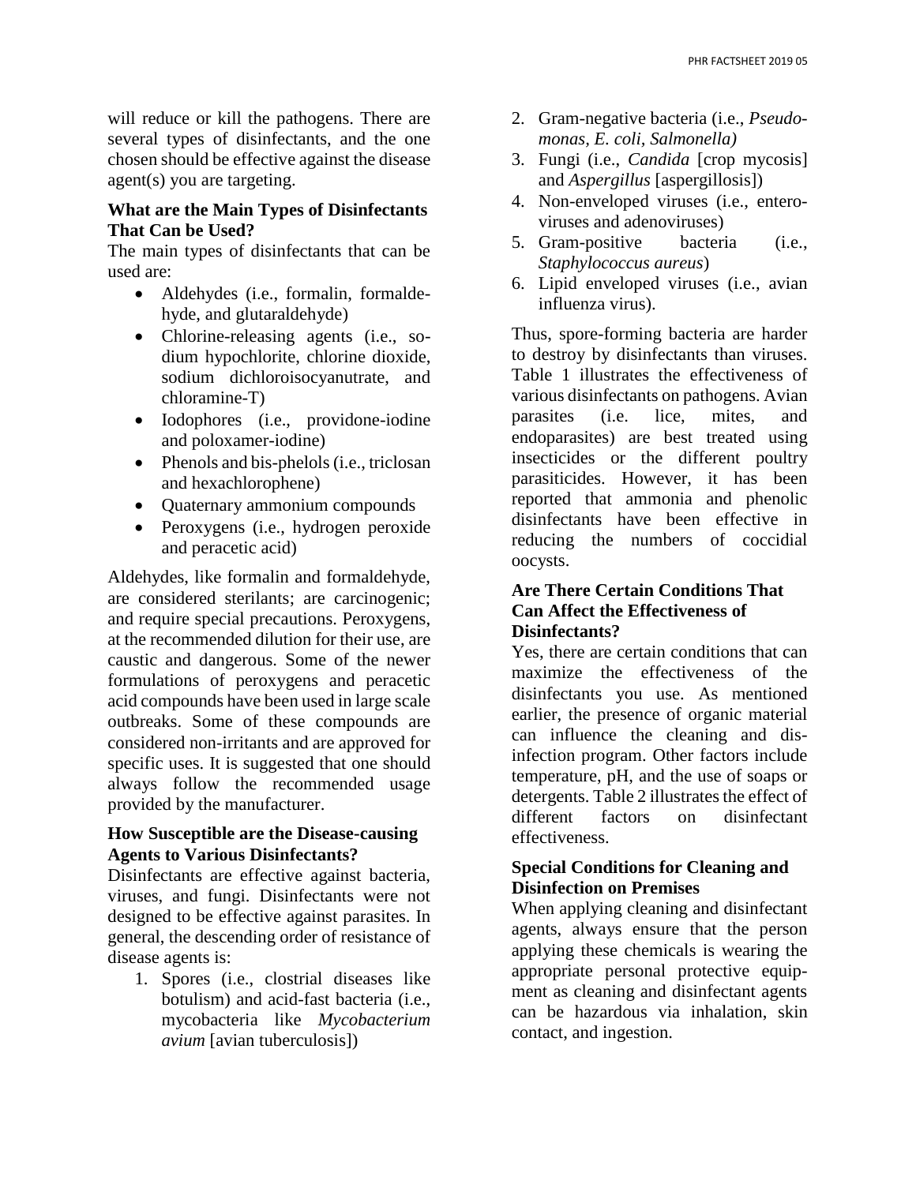will reduce or kill the pathogens. There are several types of disinfectants, and the one chosen should be effective against the disease agent(s) you are targeting.

**What are the Main Types of Disinfectants That Can be Used?**

The main types of disinfectants that can be used are:

- Aldehydes (i.e., formalin, formaldehyde, and glutaraldehyde)
- Chlorine-releasing agents (i.e., sodium hypochlorite, chlorine dioxide, sodium dichloroisocyanutrate, and chloramine-T)
- Iodophores (i.e., providone-iodine and poloxamer-iodine)
- Phenols and bis-phelols (i.e., triclosan and hexachlorophene)
- Quaternary ammonium compounds
- Peroxygens (i.e., hydrogen peroxide and peracetic acid)

Aldehydes, like formalin and formaldehyde, are considered sterilants; are carcinogenic; and require special precautions. Peroxygens, at the recommended dilution for their use, are caustic and dangerous. Some of the newer formulations of peroxygens and peracetic acid compounds have been used in large scale outbreaks. Some of these compounds are considered non-irritants and are approved for specific uses. It is suggested that one should always follow the recommended usage provided by the manufacturer.

**How Susceptible are the Disease-causing Agents to Various Disinfectants?**

Disinfectants are effective against bacteria, viruses, and fungi. Disinfectants were not designed to be effective against parasites. In general, the descending order of resistance of disease agents is:

1. Spores (i.e., clostrial diseases like botulism) and acid-fast bacteria (i.e., mycobacteria like *Mycobacterium avium* [avian tuberculosis])
2. Gram-negative bacteria (i.e., *Pseudomonas, E. coli, Salmonella)*
3. Fungi (i.e., *Candida* [crop mycosis] and *Aspergillus* [aspergillosis])
4. Non-enveloped viruses (i.e., enteroviruses and adenoviruses)
5. Gram-positive bacteria (i.e., *Staphylococcus aureus*)
6. Lipid enveloped viruses (i.e., avian influenza virus).

Thus, spore-forming bacteria are harder to destroy by disinfectants than viruses. Table 1 illustrates the effectiveness of various disinfectants on pathogens. Avian parasites (i.e. lice, mites, and endoparasites) are best treated using insecticides or the different poultry parasiticides. However, it has been reported that ammonia and phenolic disinfectants have been effective in reducing the numbers of coccidial oocysts.

**Are There Certain Conditions That Can Affect the Effectiveness of Disinfectants?**

Yes, there are certain conditions that can maximize the effectiveness of the disinfectants you use. As mentioned earlier, the presence of organic material can influence the cleaning and disinfection program. Other factors include temperature, pH, and the use of soaps or detergents. Table 2 illustrates the effect of different factors on disinfectant effectiveness.

**Special Conditions for Cleaning and Disinfection on Premises**

When applying cleaning and disinfectant agents, always ensure that the person applying these chemicals is wearing the appropriate personal protective equipment as cleaning and disinfectant agents can be hazardous via inhalation, skin contact, and ingestion.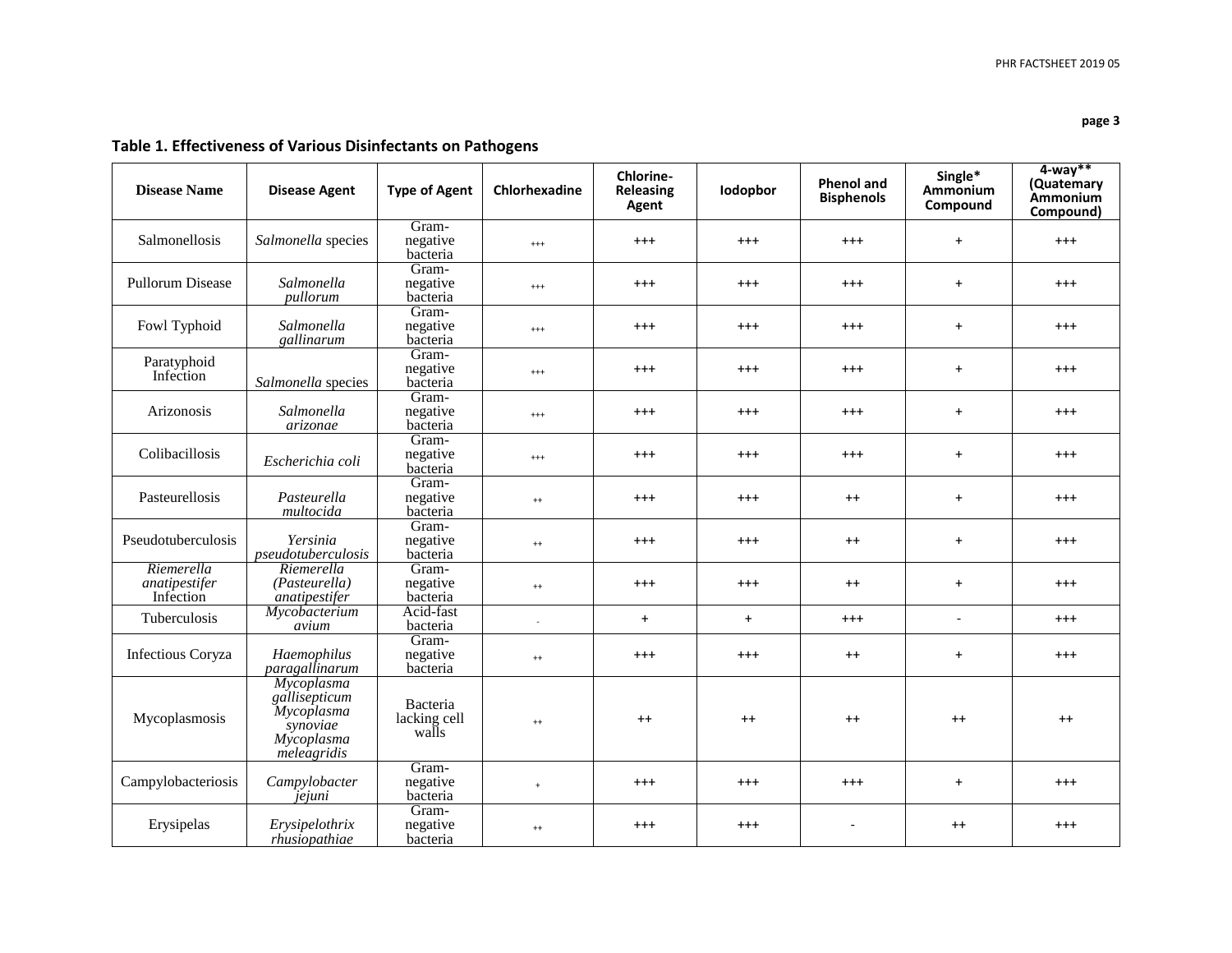## Table 1. Effectiveness of Various Disinfectants on Pathogens

| Disease Name | Disease Agent | Type of Agent | Chlorhexadine | Chlorine-Releasing Agent | Iodopbor | Phenol and Bisphenols | Single* Ammonium Compound | 4-way** (Quatemary Ammonium Compound) |
|---|---|---|---|---|---|---|---|---|
| Salmonellosis | *Salmonella* species | Gram-negative bacteria | +++ | +++ | +++ | +++ | + | +++ |
| Pullorum Disease | *Salmonella pullorum* | Gram-negative bacteria | +++ | +++ | +++ | +++ | + | +++ |
| Fowl Typhoid | *Salmonella gallinarum* | Gram-negative bacteria | +++ | +++ | +++ | +++ | + | +++ |
| Paratyphoid Infection | *Salmonella* species | Gram-negative bacteria | +++ | +++ | +++ | +++ | + | +++ |
| Arizonosis | *Salmonella arizonae* | Gram-negative bacteria | +++ | +++ | +++ | +++ | + | +++ |
| Colibacillosis | *Escherichia coli* | Gram-negative bacteria | +++ | +++ | +++ | +++ | + | +++ |
| Pasteurellosis | *Pasteurella multocida* | Gram-negative bacteria | ++ | +++ | +++ | ++ | + | +++ |
| Pseudotuberculosis | *Yersinia pseudotuberculosis* | Gram-negative bacteria | ++ | +++ | +++ | ++ | + | +++ |
| *Riemerella anatipestifer* Infection | *Riemerella (Pasteurella) anatipestifer* | Gram-negative bacteria | ++ | +++ | +++ | ++ | + | +++ |
| Tuberculosis | *Mycobacterium avium* | Acid-fast bacteria | - | + | + | +++ | - | +++ |
| Infectious Coryza | *Haemophilus paragallinarum* | Gram-negative bacteria | ++ | +++ | +++ | ++ | + | +++ |
| Mycoplasmosis | *Mycoplasma gallisepticum* *Mycoplasma synoviae* *Mycoplasma meleagridis* | Bacteria lacking cell walls | ++ | ++ | ++ | ++ | ++ | ++ |
| Campylobacteriosis | *Campylobacter jejuni* | Gram-negative bacteria | + | +++ | +++ | +++ | + | +++ |
| Erysipelas | *Erysipelothrix rhusiopathiae* | Gram-negative bacteria | ++ | +++ | +++ | - | ++ | +++ |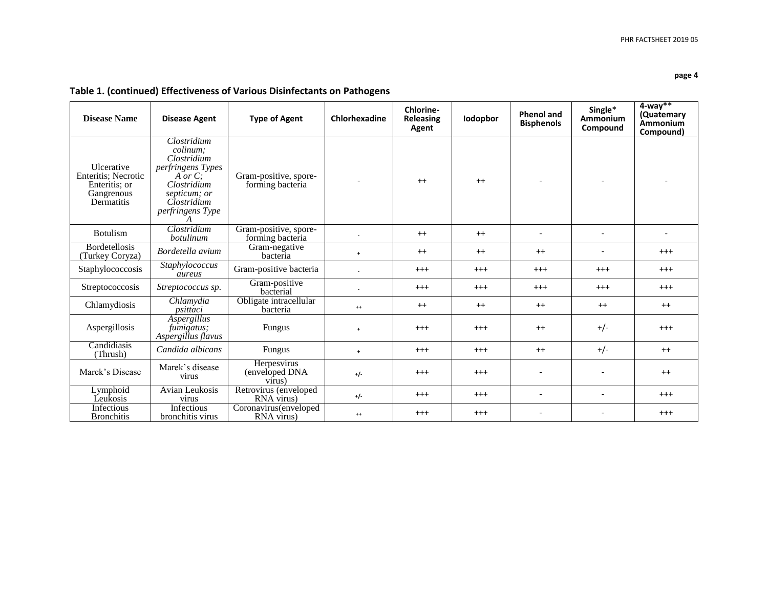**Table 1. (continued) Effectiveness of Various Disinfectants on Pathogens**

| Disease Name | Disease Agent | Type of Agent | Chlorhexadine | Chlorine-Releasing Agent | Iodopbor | Phenol and Bisphenols | Single* Ammonium Compound | 4-way** (Quatemary Ammonium Compound) |
|---|---|---|---|---|---|---|---|---|
| Ulcerative Enteritis; Necrotic Enteritis; or Gangrenous Dermatitis | *Clostridium colinum; Clostridium perfringens Types A or C; Clostridium septicum; or Clostridium perfringens Type A* | Gram-positive, spore-forming bacteria | - | ++ | ++ | - | - | - |
| Botulism | *Clostridium botulinum* | Gram-positive, spore-forming bacteria | - | ++ | ++ | - | - | - |
| Bordetellosis (Turkey Coryza) | *Bordetella avium* | Gram-negative bacteria | + | ++ | ++ | ++ | - | +++ |
| Staphylococcosis | *Staphylococcus aureus* | Gram-positive bacteria | - | +++ | +++ | +++ | +++ | +++ |
| Streptococcosis | *Streptococcus sp.* | Gram-positive bacterial | - | +++ | +++ | +++ | +++ | +++ |
| Chlamydiosis | *Chlamydia psittaci* | Obligate intracellular bacteria | ++ | ++ | ++ | ++ | ++ | ++ |
| Aspergillosis | *Aspergillus fumigatus; Aspergillus flavus* | Fungus | + | +++ | +++ | ++ | +/- | +++ |
| Candidiasis (Thrush) | *Candida albicans* | Fungus | + | +++ | +++ | ++ | +/- | ++ |
| Marek's Disease | Marek's disease virus | Herpesvirus (enveloped DNA virus) | +/- | +++ | +++ | - | - | ++ |
| Lymphoid Leukosis | Avian Leukosis virus | Retrovirus (enveloped RNA virus) | +/- | +++ | +++ | - | - | +++ |
| Infectious Bronchitis | Infectious bronchitis virus | Coronavirus(enveloped RNA virus) | ++ | +++ | +++ | - | - | +++ |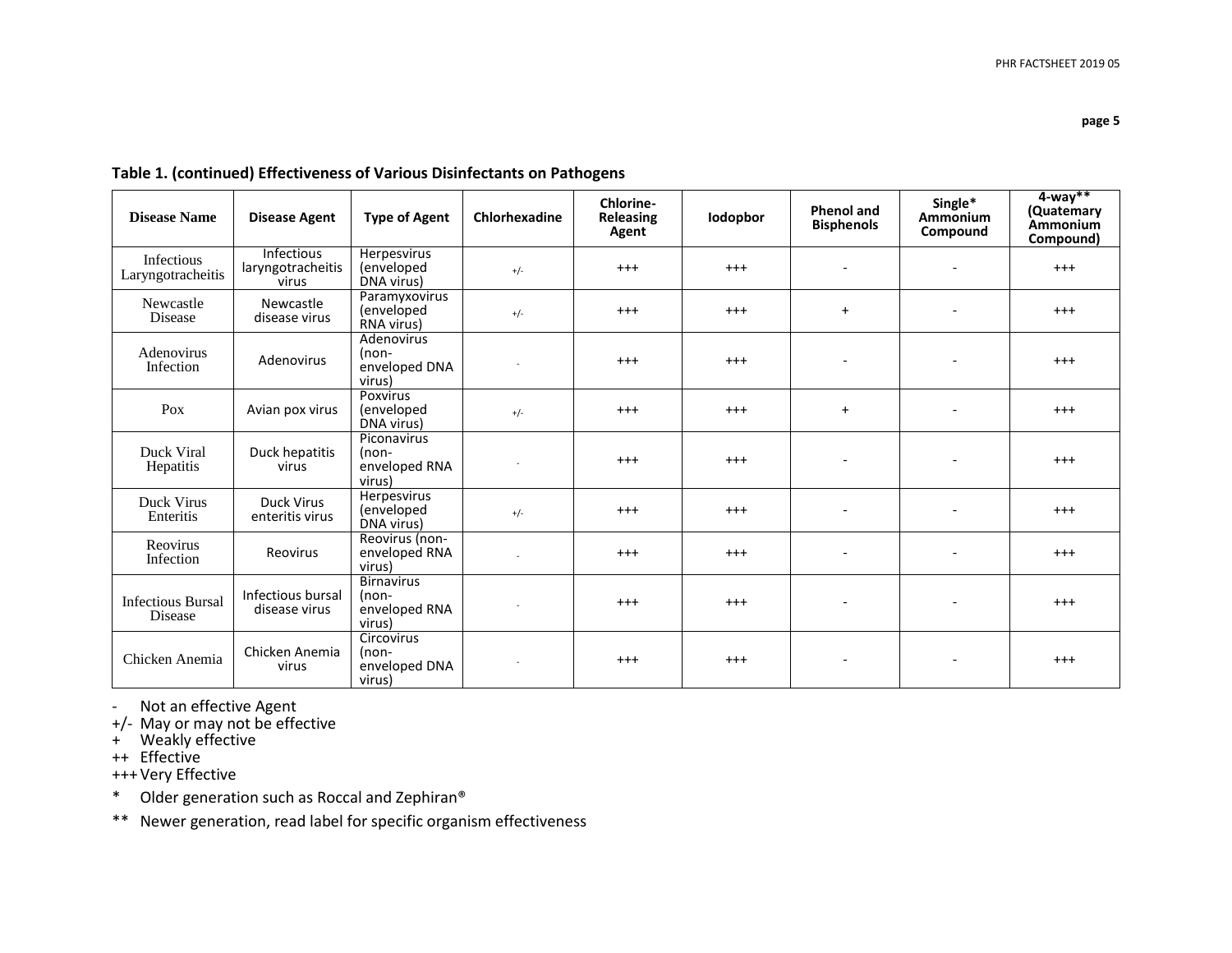**Table 1. (continued) Effectiveness of Various Disinfectants on Pathogens**

| Disease Name | Disease Agent | Type of Agent | Chlorhexadine | Chlorine-Releasing Agent | Iodopbor | Phenol and Bisphenols | Single* Ammonium Compound | 4-way** (Quatemary Ammonium Compound) |
|---|---|---|---|---|---|---|---|---|
| Infectious Laryngotracheitis | Infectious laryngotracheitis virus | Herpesvirus (enveloped DNA virus) | +/- | +++ | +++ | - | - | +++ |
| Newcastle Disease | Newcastle disease virus | Paramyxovirus (enveloped RNA virus) | +/- | +++ | +++ | + | - | +++ |
| Adenovirus Infection | Adenovirus | Adenovirus (non-enveloped DNA virus) | - | +++ | +++ | - | - | +++ |
| Pox | Avian pox virus | Poxvirus (enveloped DNA virus) | +/- | +++ | +++ | + | - | +++ |
| Duck Viral Hepatitis | Duck hepatitis virus | Piconavirus (non-enveloped RNA virus) | - | +++ | +++ | - | - | +++ |
| Duck Virus Enteritis | Duck Virus enteritis virus | Herpesvirus (enveloped DNA virus) | +/- | +++ | +++ | - | - | +++ |
| Reovirus Infection | Reovirus | Reovirus (non-enveloped RNA virus) | - | +++ | +++ | - | - | +++ |
| Infectious Bursal Disease | Infectious bursal disease virus | Birnavirus (non-enveloped RNA virus) | - | +++ | +++ | - | - | +++ |
| Chicken Anemia | Chicken Anemia virus | Circovirus (non-enveloped DNA virus) | - | +++ | +++ | - | - | +++ |

- \- Not an effective Agent
- +/- May or may not be effective
- \+ Weakly effective
- ++ Effective
- +++ Very Effective

\* Older generation such as Roccal and Zephiran®

\*\* Newer generation, read label for specific organism effectiveness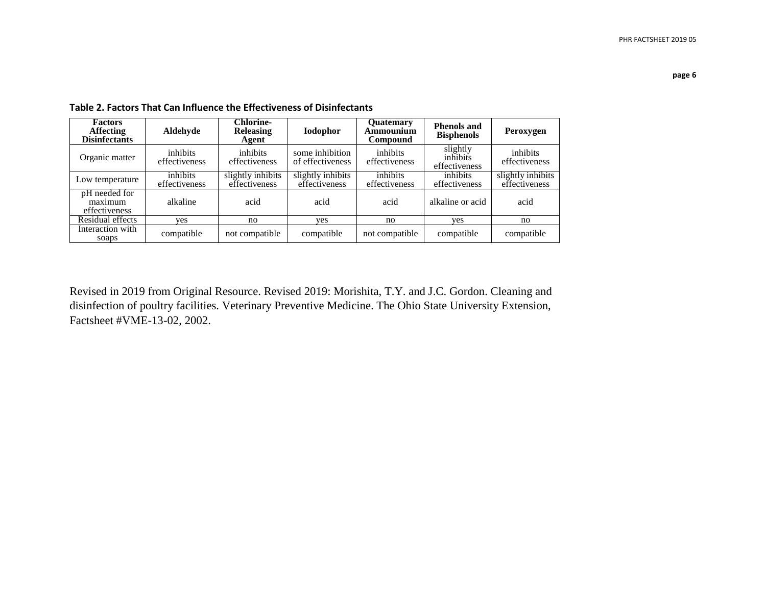**Table 2. Factors That Can Influence the Effectiveness of Disinfectants**

| Factors Affecting Disinfectants | Aldehyde | Chlorine-Releasing Agent | Iodophor | Quatemary Ammounium Compound | Phenols and Bisphenols | Peroxygen |
|---|---|---|---|---|---|---|
| Organic matter | inhibits effectiveness | inhibits effectiveness | some inhibition of effectiveness | inhibits effectiveness | slightly inhibits effectiveness | inhibits effectiveness |
| Low temperature | inhibits effectiveness | slightly inhibits effectiveness | slightly inhibits effectiveness | inhibits effectiveness | inhibits effectiveness | slightly inhibits effectiveness |
| pH needed for maximum effectiveness | alkaline | acid | acid | acid | alkaline or acid | acid |
| Residual effects | yes | no | yes | no | yes | no |
| Interaction with soaps | compatible | not compatible | compatible | not compatible | compatible | compatible |

Revised in 2019 from Original Resource. Revised 2019: Morishita, T.Y. and J.C. Gordon. Cleaning and disinfection of poultry facilities. Veterinary Preventive Medicine. The Ohio State University Extension, Factsheet #VME-13-02, 2002.